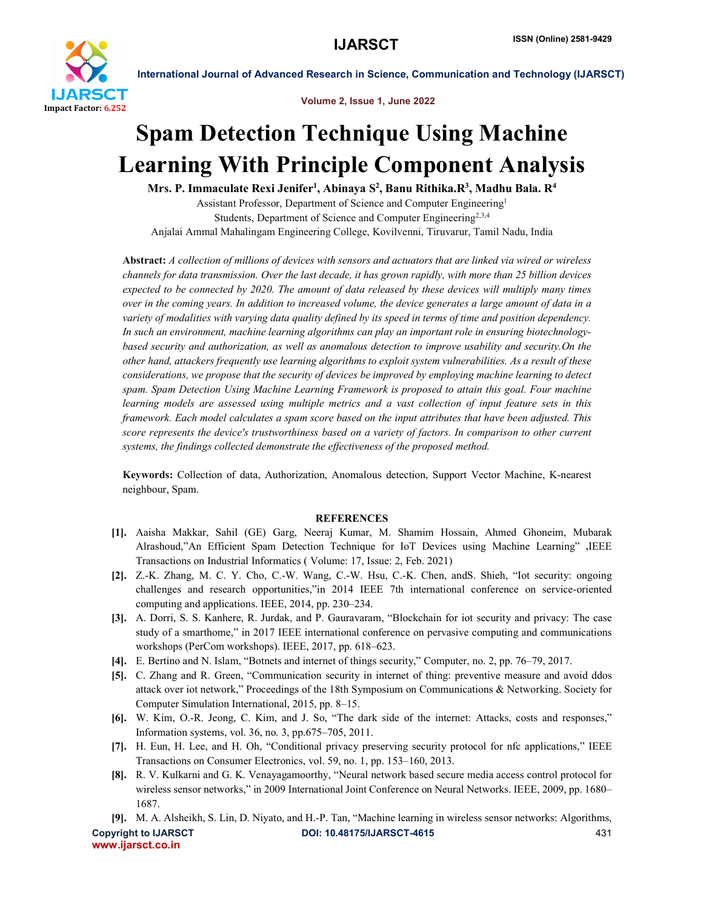# Spam Detection Technique Using Machine Learning With Principle Component Analysis

**Mrs. P. Immaculate Rexi Jenifer[1], Abinaya S[2], Banu Rithika.R[3], Madhu Bala. R[4]**

Assistant Professor, Department of Science and Computer Engineering[1]

Students, Department of Science and Computer Engineering[2,3,4]

Anjalai Ammal Mahalingam Engineering College, Kovilvenni, Tiruvarur, Tamil Nadu, India

**Abstract:** *A collection of millions of devices with sensors and actuators that are linked via wired or wireless channels for data transmission. Over the last decade, it has grown rapidly, with more than 25 billion devices expected to be connected by 2020. The amount of data released by these devices will multiply many times over in the coming years. In addition to increased volume, the device generates a large amount of data in a variety of modalities with varying data quality defined by its speed in terms of time and position dependency. In such an environment, machine learning algorithms can play an important role in ensuring biotechnology-based security and authorization, as well as anomalous detection to improve usability and security.On the other hand, attackers frequently use learning algorithms to exploit system vulnerabilities. As a result of these considerations, we propose that the security of devices be improved by employing machine learning to detect spam. Spam Detection Using Machine Learning Framework is proposed to attain this goal. Four machine learning models are assessed using multiple metrics and a vast collection of input feature sets in this framework. Each model calculates a spam score based on the input attributes that have been adjusted. This score represents the device's trustworthiness based on a variety of factors. In comparison to other current systems, the findings collected demonstrate the effectiveness of the proposed method.*

**Keywords:** Collection of data, Authorization, Anomalous detection, Support Vector Machine, K-nearest neighbour, Spam.

## REFERENCES

[1]. Aaisha Makkar, Sahil (GE) Garg, Neeraj Kumar, M. Shamim Hossain, Ahmed Ghoneim, Mubarak Alrashoud,"An Efficient Spam Detection Technique for IoT Devices using Machine Learning" ,IEEE Transactions on Industrial Informatics ( Volume: 17, Issue: 2, Feb. 2021)

[2]. Z.-K. Zhang, M. C. Y. Cho, C.-W. Wang, C.-W. Hsu, C.-K. Chen, andS. Shieh, "Iot security: ongoing challenges and research opportunities,"in 2014 IEEE 7th international conference on service-oriented computing and applications. IEEE, 2014, pp. 230–234.

[3]. A. Dorri, S. S. Kanhere, R. Jurdak, and P. Gauravaram, "Blockchain for iot security and privacy: The case study of a smarthome," in 2017 IEEE international conference on pervasive computing and communications workshops (PerCom workshops). IEEE, 2017, pp. 618–623.

[4]. E. Bertino and N. Islam, "Botnets and internet of things security," Computer, no. 2, pp. 76–79, 2017.

[5]. C. Zhang and R. Green, "Communication security in internet of thing: preventive measure and avoid ddos attack over iot network," Proceedings of the 18th Symposium on Communications & Networking. Society for Computer Simulation International, 2015, pp. 8–15.

[6]. W. Kim, O.-R. Jeong, C. Kim, and J. So, "The dark side of the internet: Attacks, costs and responses," Information systems, vol. 36, no. 3, pp.675–705, 2011.

[7]. H. Eun, H. Lee, and H. Oh, "Conditional privacy preserving security protocol for nfc applications," IEEE Transactions on Consumer Electronics, vol. 59, no. 1, pp. 153–160, 2013.

[8]. R. V. Kulkarni and G. K. Venayagamoorthy, "Neural network based secure media access control protocol for wireless sensor networks," in 2009 International Joint Conference on Neural Networks. IEEE, 2009, pp. 1680–1687.

[9]. M. A. Alsheikh, S. Lin, D. Niyato, and H.-P. Tan, "Machine learning in wireless sensor networks: Algorithms,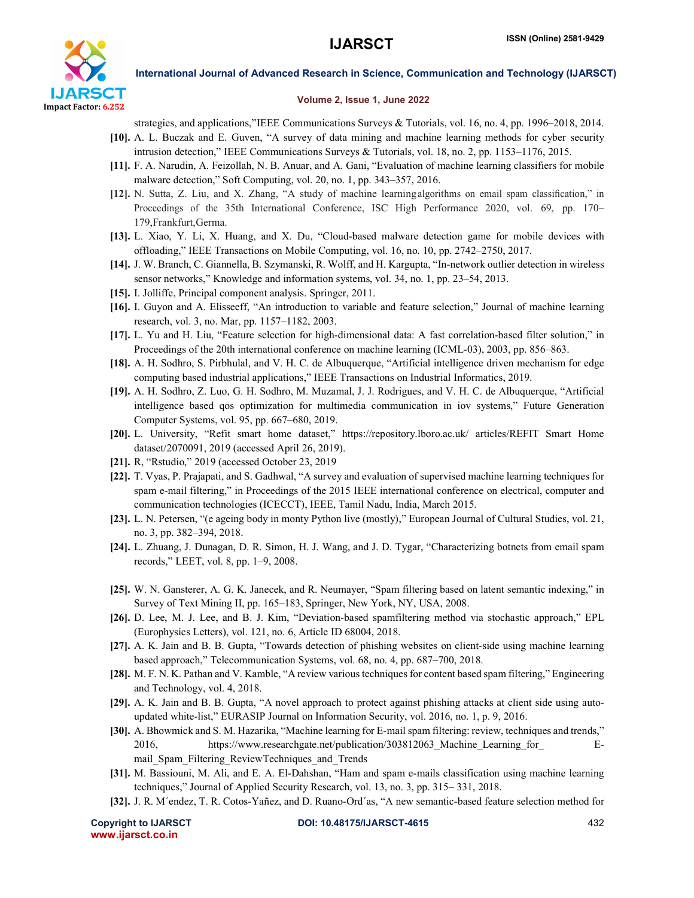strategies, and applications,"IEEE Communications Surveys & Tutorials, vol. 16, no. 4, pp. 1996–2018, 2014.

**[10].** A. L. Buczak and E. Guven, "A survey of data mining and machine learning methods for cyber security intrusion detection," IEEE Communications Surveys & Tutorials, vol. 18, no. 2, pp. 1153–1176, 2015.

**[11].** F. A. Narudin, A. Feizollah, N. B. Anuar, and A. Gani, "Evaluation of machine learning classifiers for mobile malware detection," Soft Computing, vol. 20, no. 1, pp. 343–357, 2016.

**[12].** N. Sutta, Z. Liu, and X. Zhang, "A study of machine learningalgorithms on email spam classification," in Proceedings of the 35th International Conference, ISC High Performance 2020, vol. 69, pp. 170–179,Frankfurt,Germa.

**[13].** L. Xiao, Y. Li, X. Huang, and X. Du, "Cloud-based malware detection game for mobile devices with offloading," IEEE Transactions on Mobile Computing, vol. 16, no. 10, pp. 2742–2750, 2017.

**[14].** J. W. Branch, C. Giannella, B. Szymanski, R. Wolff, and H. Kargupta, "In-network outlier detection in wireless sensor networks," Knowledge and information systems, vol. 34, no. 1, pp. 23–54, 2013.

**[15].** I. Jolliffe, Principal component analysis. Springer, 2011.

**[16].** I. Guyon and A. Elisseeff, "An introduction to variable and feature selection," Journal of machine learning research, vol. 3, no. Mar, pp. 1157–1182, 2003.

**[17].** L. Yu and H. Liu, "Feature selection for high-dimensional data: A fast correlation-based filter solution," in Proceedings of the 20th international conference on machine learning (ICML-03), 2003, pp. 856–863.

**[18].** A. H. Sodhro, S. Pirbhulal, and V. H. C. de Albuquerque, "Artificial intelligence driven mechanism for edge computing based industrial applications," IEEE Transactions on Industrial Informatics, 2019.

**[19].** A. H. Sodhro, Z. Luo, G. H. Sodhro, M. Muzamal, J. J. Rodrigues, and V. H. C. de Albuquerque, "Artificial intelligence based qos optimization for multimedia communication in iov systems," Future Generation Computer Systems, vol. 95, pp. 667–680, 2019.

**[20].** L. University, "Refit smart home dataset," https://repository.lboro.ac.uk/ articles/REFIT Smart Home dataset/2070091, 2019 (accessed April 26, 2019).

**[21].** R, "Rstudio," 2019 (accessed October 23, 2019

**[22].** T. Vyas, P. Prajapati, and S. Gadhwal, "A survey and evaluation of supervised machine learning techniques for spam e-mail filtering," in Proceedings of the 2015 IEEE international conference on electrical, computer and communication technologies (ICECCT), IEEE, Tamil Nadu, India, March 2015.

**[23].** L. N. Petersen, "(e ageing body in monty Python live (mostly)," European Journal of Cultural Studies, vol. 21, no. 3, pp. 382–394, 2018.

**[24].** L. Zhuang, J. Dunagan, D. R. Simon, H. J. Wang, and J. D. Tygar, "Characterizing botnets from email spam records," LEET, vol. 8, pp. 1–9, 2008.

**[25].** W. N. Gansterer, A. G. K. Janecek, and R. Neumayer, "Spam filtering based on latent semantic indexing," in Survey of Text Mining II, pp. 165–183, Springer, New York, NY, USA, 2008.

**[26].** D. Lee, M. J. Lee, and B. J. Kim, "Deviation-based spamfiltering method via stochastic approach," EPL (Europhysics Letters), vol. 121, no. 6, Article ID 68004, 2018.

**[27].** A. K. Jain and B. B. Gupta, "Towards detection of phishing websites on client-side using machine learning based approach," Telecommunication Systems, vol. 68, no. 4, pp. 687–700, 2018.

**[28].** M. F. N. K. Pathan and V. Kamble, "A review various techniques for content based spam filtering," Engineering and Technology, vol. 4, 2018.

**[29].** A. K. Jain and B. B. Gupta, "A novel approach to protect against phishing attacks at client side using auto-updated white-list," EURASIP Journal on Information Security, vol. 2016, no. 1, p. 9, 2016.

**[30].** A. Bhowmick and S. M. Hazarika, "Machine learning for E-mail spam filtering: review, techniques and trends," 2016, https://www.researchgate.net/publication/303812063_Machine_Learning_for_ E-mail_Spam_Filtering_ReviewTechniques_and_Trends

**[31].** M. Bassiouni, M. Ali, and E. A. El-Dahshan, "Ham and spam e-mails classification using machine learning techniques," Journal of Applied Security Research, vol. 13, no. 3, pp. 315– 331, 2018.

**[32].** J. R. M´endez, T. R. Cotos-Yañez, and D. Ruano-Ord´as, "A new semantic-based feature selection method for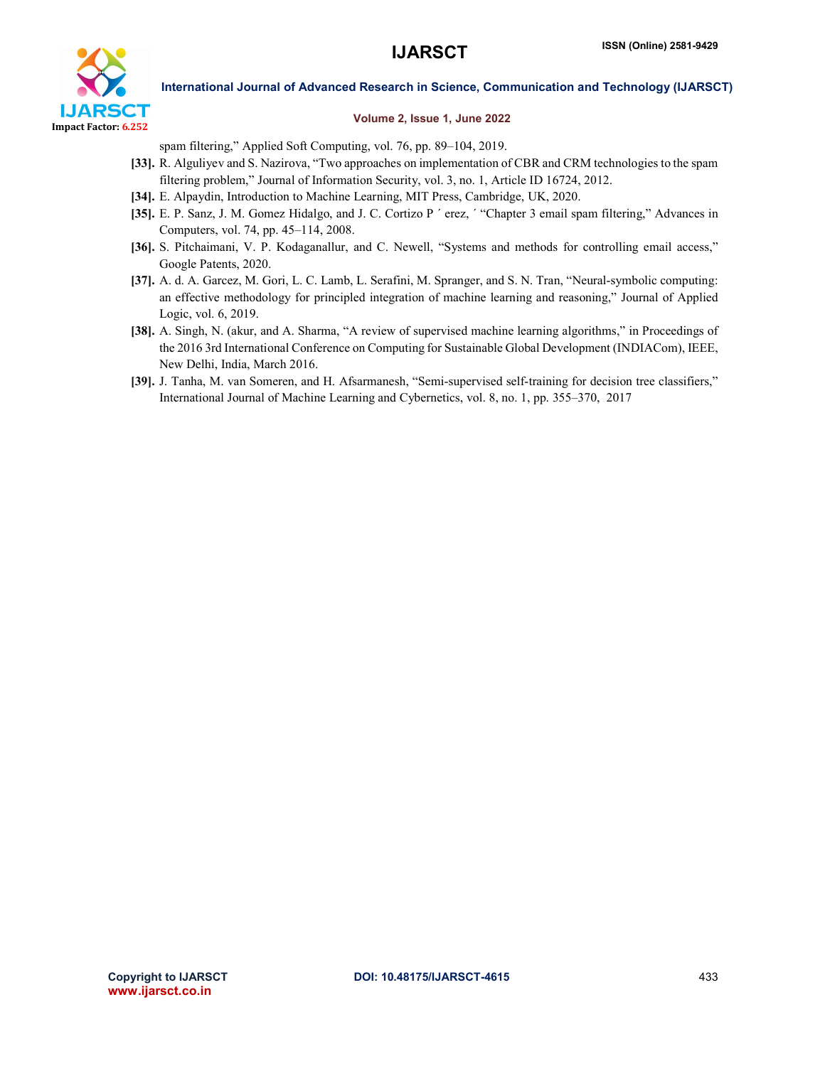spam filtering," Applied Soft Computing, vol. 76, pp. 89–104, 2019.

**[33].** R. Alguliyev and S. Nazirova, "Two approaches on implementation of CBR and CRM technologies to the spam filtering problem," Journal of Information Security, vol. 3, no. 1, Article ID 16724, 2012.

**[34].** E. Alpaydin, Introduction to Machine Learning, MIT Press, Cambridge, UK, 2020.

**[35].** E. P. Sanz, J. M. Gomez Hidalgo, and J. C. Cortizo P ´ erez, ´ "Chapter 3 email spam filtering," Advances in Computers, vol. 74, pp. 45–114, 2008.

**[36].** S. Pitchaimani, V. P. Kodaganallur, and C. Newell, "Systems and methods for controlling email access," Google Patents, 2020.

**[37].** A. d. A. Garcez, M. Gori, L. C. Lamb, L. Serafini, M. Spranger, and S. N. Tran, "Neural-symbolic computing: an effective methodology for principled integration of machine learning and reasoning," Journal of Applied Logic, vol. 6, 2019.

**[38].** A. Singh, N. (akur, and A. Sharma, "A review of supervised machine learning algorithms," in Proceedings of the 2016 3rd International Conference on Computing for Sustainable Global Development (INDIACom), IEEE, New Delhi, India, March 2016.

**[39].** J. Tanha, M. van Someren, and H. Afsarmanesh, "Semi-supervised self-training for decision tree classifiers," International Journal of Machine Learning and Cybernetics, vol. 8, no. 1, pp. 355–370, 2017